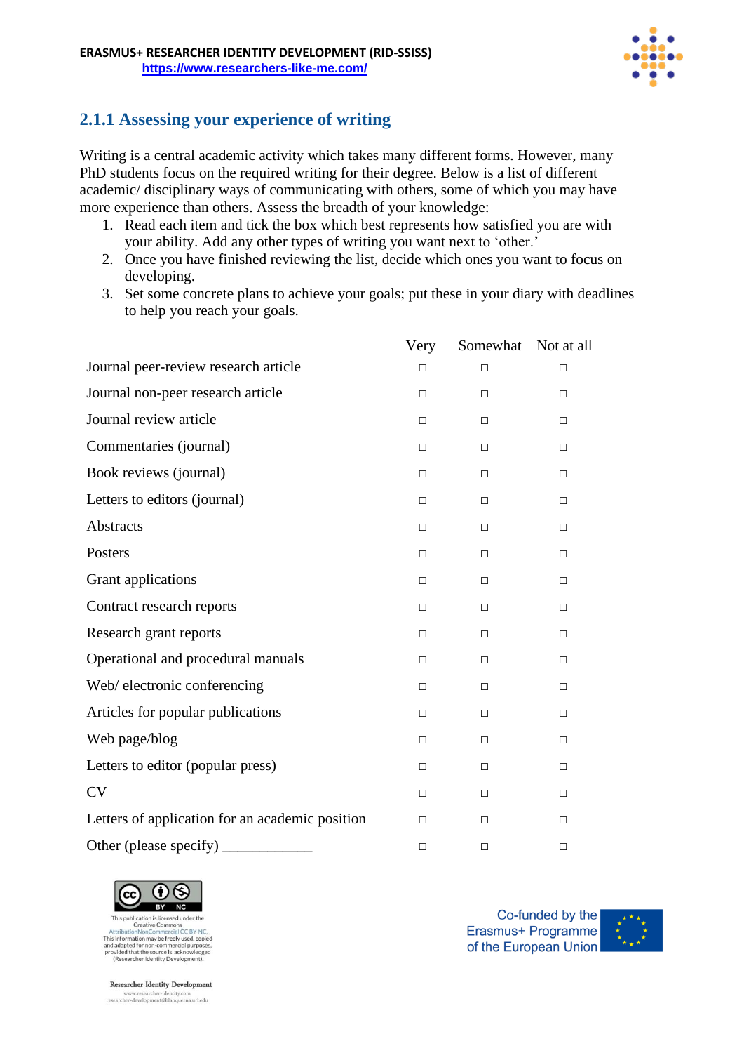## 2.1.1 Assessing your experience of writing

Writing is a central academic activity which takes many different forms. However, many PhD students focus on the required writing for their degree. Below is a list of different academic/ disciplinary ways of communicating with others, some of which you may have more experience than others. Assess the breadth of your knowledge:

1. Read each item and tick the box which best represents how satisfied you are with your ability. Add any other types of writing you want next to 'other.'
2. Once you have finished reviewing the list, decide which ones you want to focus on developing.
3. Set some concrete plans to achieve your goals; put these in your diary with deadlines to help you reach your goals.

| | Very | Somewhat | Not at all |
|---|---|---|---|
| Journal peer-review research article | ☐ | ☐ | ☐ |
| Journal non-peer research article | ☐ | ☐ | ☐ |
| Journal review article | ☐ | ☐ | ☐ |
| Commentaries (journal) | ☐ | ☐ | ☐ |
| Book reviews (journal) | ☐ | ☐ | ☐ |
| Letters to editors (journal) | ☐ | ☐ | ☐ |
| Abstracts | ☐ | ☐ | ☐ |
| Posters | ☐ | ☐ | ☐ |
| Grant applications | ☐ | ☐ | ☐ |
| Contract research reports | ☐ | ☐ | ☐ |
| Research grant reports | ☐ | ☐ | ☐ |
| Operational and procedural manuals | ☐ | ☐ | ☐ |
| Web/ electronic conferencing | ☐ | ☐ | ☐ |
| Articles for popular publications | ☐ | ☐ | ☐ |
| Web page/blog | ☐ | ☐ | ☐ |
| Letters to editor (popular press) | ☐ | ☐ | ☐ |
| CV | ☐ | ☐ | ☐ |
| Letters of application for an academic position | ☐ | ☐ | ☐ |
| Other (please specify) ____________ | ☐ | ☐ | ☐ |

This publication is licensed under the Creative Commons AttributionNonCommercial CC BY-NC. This information may be freely used, copied and adapted for non-commercial purposes, provided that the source is acknowledged (Researcher Identity Development).

Researcher Identity Development
www.researcher-identity.com
researcher-development@blanquerna.url.edu

Co-funded by the Erasmus+ Programme of the European Union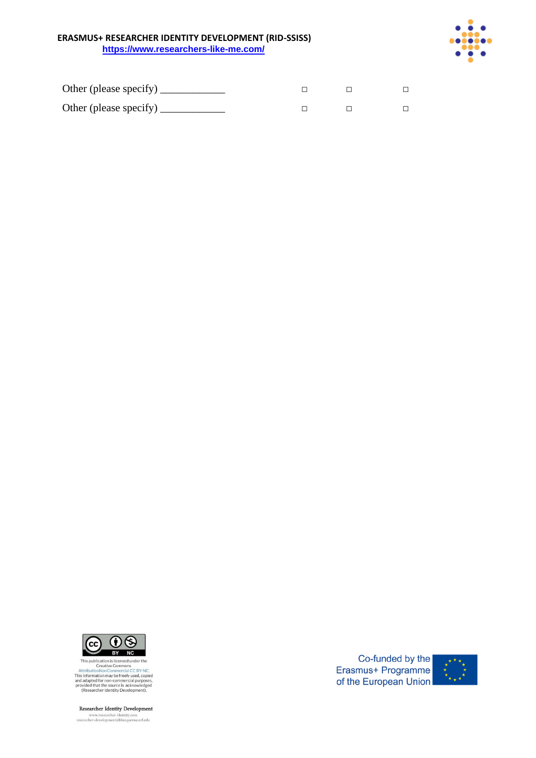| | | | |
|---|---|---|---|
| Other (please specify) ____________ | □ | □ | □ |
| Other (please specify) ____________ | □ | □ | □ |

This publication is licensed under the Creative Commons AttributionNonCommercial CC BY-NC. This information may be freely used, copied and adapted for non-commercial purposes, provided that the source is acknowledged (Researcher Identity Development).

Researcher Identity Development
www.researcher-identity.com
researcher-development@blanquerna.url.edu

Co-funded by the Erasmus+ Programme of the European Union